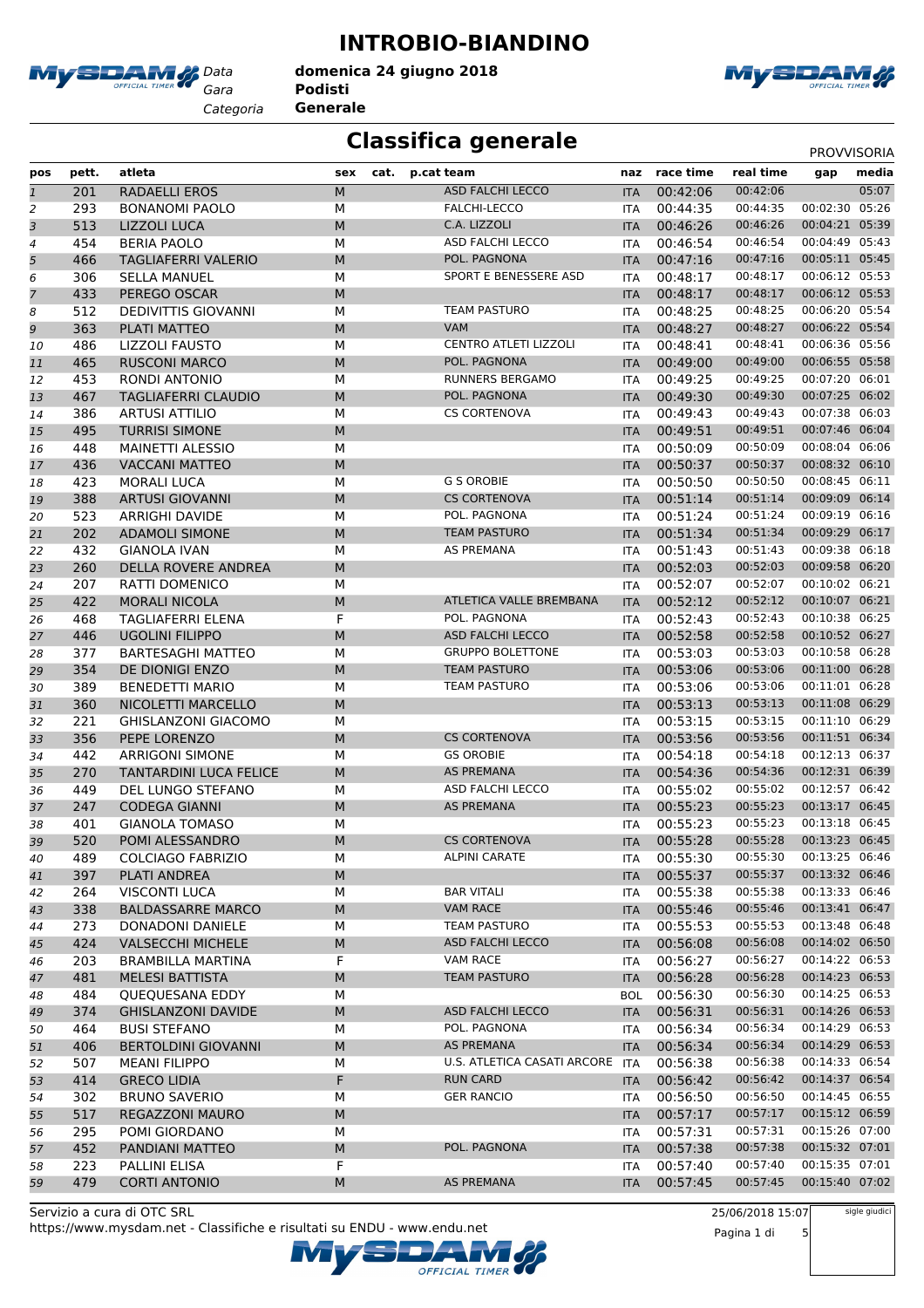# INTROBIO-BIANDINO

Data domenica 24 giugno 2018
Gara **Podisti**
Categoria **Generale**

## Classifica generale

PROVVISORIA

| pos | pett. | atleta | sex | cat. | p.cat | team | naz | race time | real time | gap | media |
|---|---|---|---|---|---|---|---|---|---|---|---|
| 1 | 201 | RADAELLI EROS | M | | | ASD FALCHI LECCO | ITA | 00:42:06 | 00:42:06 | | 05:07 |
| 2 | 293 | BONANOMI PAOLO | M | | | FALCHI-LECCO | ITA | 00:44:35 | 00:44:35 | 00:02:30 | 05:26 |
| 3 | 513 | LIZZOLI LUCA | M | | | C.A. LIZZOLI | ITA | 00:46:26 | 00:46:26 | 00:04:21 | 05:39 |
| 4 | 454 | BERIA PAOLO | M | | | ASD FALCHI LECCO | ITA | 00:46:54 | 00:46:54 | 00:04:49 | 05:43 |
| 5 | 466 | TAGLIAFERRI VALERIO | M | | | POL. PAGNONA | ITA | 00:47:16 | 00:47:16 | 00:05:11 | 05:45 |
| 6 | 306 | SELLA MANUEL | M | | | SPORT E BENESSERE ASD | ITA | 00:48:17 | 00:48:17 | 00:06:12 | 05:53 |
| 7 | 433 | PEREGO OSCAR | M | | | | ITA | 00:48:17 | 00:48:17 | 00:06:12 | 05:53 |
| 8 | 512 | DEDIVITTIS GIOVANNI | M | | | TEAM PASTURO | ITA | 00:48:25 | 00:48:25 | 00:06:20 | 05:54 |
| 9 | 363 | PLATI MATTEO | M | | | VAM | ITA | 00:48:27 | 00:48:27 | 00:06:22 | 05:54 |
| 10 | 486 | LIZZOLI FAUSTO | M | | | CENTRO ATLETI LIZZOLI | ITA | 00:48:41 | 00:48:41 | 00:06:36 | 05:56 |
| 11 | 465 | RUSCONI MARCO | M | | | POL. PAGNONA | ITA | 00:49:00 | 00:49:00 | 00:06:55 | 05:58 |
| 12 | 453 | RONDI ANTONIO | M | | | RUNNERS BERGAMO | ITA | 00:49:25 | 00:49:25 | 00:07:20 | 06:01 |
| 13 | 467 | TAGLIAFERRI CLAUDIO | M | | | POL. PAGNONA | ITA | 00:49:30 | 00:49:30 | 00:07:25 | 06:02 |
| 14 | 386 | ARTUSI ATTILIO | M | | | CS CORTENOVA | ITA | 00:49:43 | 00:49:43 | 00:07:38 | 06:03 |
| 15 | 495 | TURRISI SIMONE | M | | | | ITA | 00:49:51 | 00:49:51 | 00:07:46 | 06:04 |
| 16 | 448 | MAINETTI ALESSIO | M | | | | ITA | 00:50:09 | 00:50:09 | 00:08:04 | 06:06 |
| 17 | 436 | VACCANI MATTEO | M | | | | ITA | 00:50:37 | 00:50:37 | 00:08:32 | 06:10 |
| 18 | 423 | MORALI LUCA | M | | | G S OROBIE | ITA | 00:50:50 | 00:50:50 | 00:08:45 | 06:11 |
| 19 | 388 | ARTUSI GIOVANNI | M | | | CS CORTENOVA | ITA | 00:51:14 | 00:51:14 | 00:09:09 | 06:14 |
| 20 | 523 | ARRIGHI DAVIDE | M | | | POL. PAGNONA | ITA | 00:51:24 | 00:51:24 | 00:09:19 | 06:16 |
| 21 | 202 | ADAMOLI SIMONE | M | | | TEAM PASTURO | ITA | 00:51:34 | 00:51:34 | 00:09:29 | 06:17 |
| 22 | 432 | GIANOLA IVAN | M | | | AS PREMANA | ITA | 00:51:43 | 00:51:43 | 00:09:38 | 06:18 |
| 23 | 260 | DELLA ROVERE ANDREA | M | | | | ITA | 00:52:03 | 00:52:03 | 00:09:58 | 06:20 |
| 24 | 207 | RATTI DOMENICO | M | | | | ITA | 00:52:07 | 00:52:07 | 00:10:02 | 06:21 |
| 25 | 422 | MORALI NICOLA | M | | | ATLETICA VALLE BREMBANA | ITA | 00:52:12 | 00:52:12 | 00:10:07 | 06:21 |
| 26 | 468 | TAGLIAFERRI ELENA | F | | | POL. PAGNONA | ITA | 00:52:43 | 00:52:43 | 00:10:38 | 06:25 |
| 27 | 446 | UGOLINI FILIPPO | M | | | ASD FALCHI LECCO | ITA | 00:52:58 | 00:52:58 | 00:10:52 | 06:27 |
| 28 | 377 | BARTESAGHI MATTEO | M | | | GRUPPO BOLETTONE | ITA | 00:53:03 | 00:53:03 | 00:10:58 | 06:28 |
| 29 | 354 | DE DIONIGI ENZO | M | | | TEAM PASTURO | ITA | 00:53:06 | 00:53:06 | 00:11:00 | 06:28 |
| 30 | 389 | BENEDETTI MARIO | M | | | TEAM PASTURO | ITA | 00:53:06 | 00:53:06 | 00:11:01 | 06:28 |
| 31 | 360 | NICOLETTI MARCELLO | M | | | | ITA | 00:53:13 | 00:53:13 | 00:11:08 | 06:29 |
| 32 | 221 | GHISLANZONI GIACOMO | M | | | | ITA | 00:53:15 | 00:53:15 | 00:11:10 | 06:29 |
| 33 | 356 | PEPE LORENZO | M | | | CS CORTENOVA | ITA | 00:53:56 | 00:53:56 | 00:11:51 | 06:34 |
| 34 | 442 | ARRIGONI SIMONE | M | | | GS OROBIE | ITA | 00:54:18 | 00:54:18 | 00:12:13 | 06:37 |
| 35 | 270 | TANTARDINI LUCA FELICE | M | | | AS PREMANA | ITA | 00:54:36 | 00:54:36 | 00:12:31 | 06:39 |
| 36 | 449 | DEL LUNGO STEFANO | M | | | ASD FALCHI LECCO | ITA | 00:55:02 | 00:55:02 | 00:12:57 | 06:42 |
| 37 | 247 | CODEGA GIANNI | M | | | AS PREMANA | ITA | 00:55:23 | 00:55:23 | 00:13:17 | 06:45 |
| 38 | 401 | GIANOLA TOMASO | M | | | | ITA | 00:55:23 | 00:55:23 | 00:13:18 | 06:45 |
| 39 | 520 | POMI ALESSANDRO | M | | | CS CORTENOVA | ITA | 00:55:28 | 00:55:28 | 00:13:23 | 06:45 |
| 40 | 489 | COLCIAGO FABRIZIO | M | | | ALPINI CARATE | ITA | 00:55:30 | 00:55:30 | 00:13:25 | 06:46 |
| 41 | 397 | PLATI ANDREA | M | | | | ITA | 00:55:37 | 00:55:37 | 00:13:32 | 06:46 |
| 42 | 264 | VISCONTI LUCA | M | | | BAR VITALI | ITA | 00:55:38 | 00:55:38 | 00:13:33 | 06:46 |
| 43 | 338 | BALDASSARRE MARCO | M | | | VAM RACE | ITA | 00:55:46 | 00:55:46 | 00:13:41 | 06:47 |
| 44 | 273 | DONADONI DANIELE | M | | | TEAM PASTURO | ITA | 00:55:53 | 00:55:53 | 00:13:48 | 06:48 |
| 45 | 424 | VALSECCHI MICHELE | M | | | ASD FALCHI LECCO | ITA | 00:56:08 | 00:56:08 | 00:14:02 | 06:50 |
| 46 | 203 | BRAMBILLA MARTINA | F | | | VAM RACE | ITA | 00:56:27 | 00:56:27 | 00:14:22 | 06:53 |
| 47 | 481 | MELESI BATTISTA | M | | | TEAM PASTURO | ITA | 00:56:28 | 00:56:28 | 00:14:23 | 06:53 |
| 48 | 484 | QUEQUESANA EDDY | M | | | | BOL | 00:56:30 | 00:56:30 | 00:14:25 | 06:53 |
| 49 | 374 | GHISLANZONI DAVIDE | M | | | ASD FALCHI LECCO | ITA | 00:56:31 | 00:56:31 | 00:14:26 | 06:53 |
| 50 | 464 | BUSI STEFANO | M | | | POL. PAGNONA | ITA | 00:56:34 | 00:56:34 | 00:14:29 | 06:53 |
| 51 | 406 | BERTOLDINI GIOVANNI | M | | | AS PREMANA | ITA | 00:56:34 | 00:56:34 | 00:14:29 | 06:53 |
| 52 | 507 | MEANI FILIPPO | M | | | U.S. ATLETICA CASATI ARCORE | ITA | 00:56:38 | 00:56:38 | 00:14:33 | 06:54 |
| 53 | 414 | GRECO LIDIA | F | | | RUN CARD | ITA | 00:56:42 | 00:56:42 | 00:14:37 | 06:54 |
| 54 | 302 | BRUNO SAVERIO | M | | | GER RANCIO | ITA | 00:56:50 | 00:56:50 | 00:14:45 | 06:55 |
| 55 | 517 | REGAZZONI MAURO | M | | | | ITA | 00:57:17 | 00:57:17 | 00:15:12 | 06:59 |
| 56 | 295 | POMI GIORDANO | M | | | | ITA | 00:57:31 | 00:57:31 | 00:15:26 | 07:00 |
| 57 | 452 | PANDIANI MATTEO | M | | | POL. PAGNONA | ITA | 00:57:38 | 00:57:38 | 00:15:32 | 07:01 |
| 58 | 223 | PALLINI ELISA | F | | | | ITA | 00:57:40 | 00:57:40 | 00:15:35 | 07:01 |
| 59 | 479 | CORTI ANTONIO | M | | | AS PREMANA | ITA | 00:57:45 | 00:57:45 | 00:15:40 | 07:02 |

Servizio a cura di OTC SRL
https://www.mysdam.net - Classifiche e risultati su ENDU - www.endu.net

25/06/2018 15:07

sigle giudici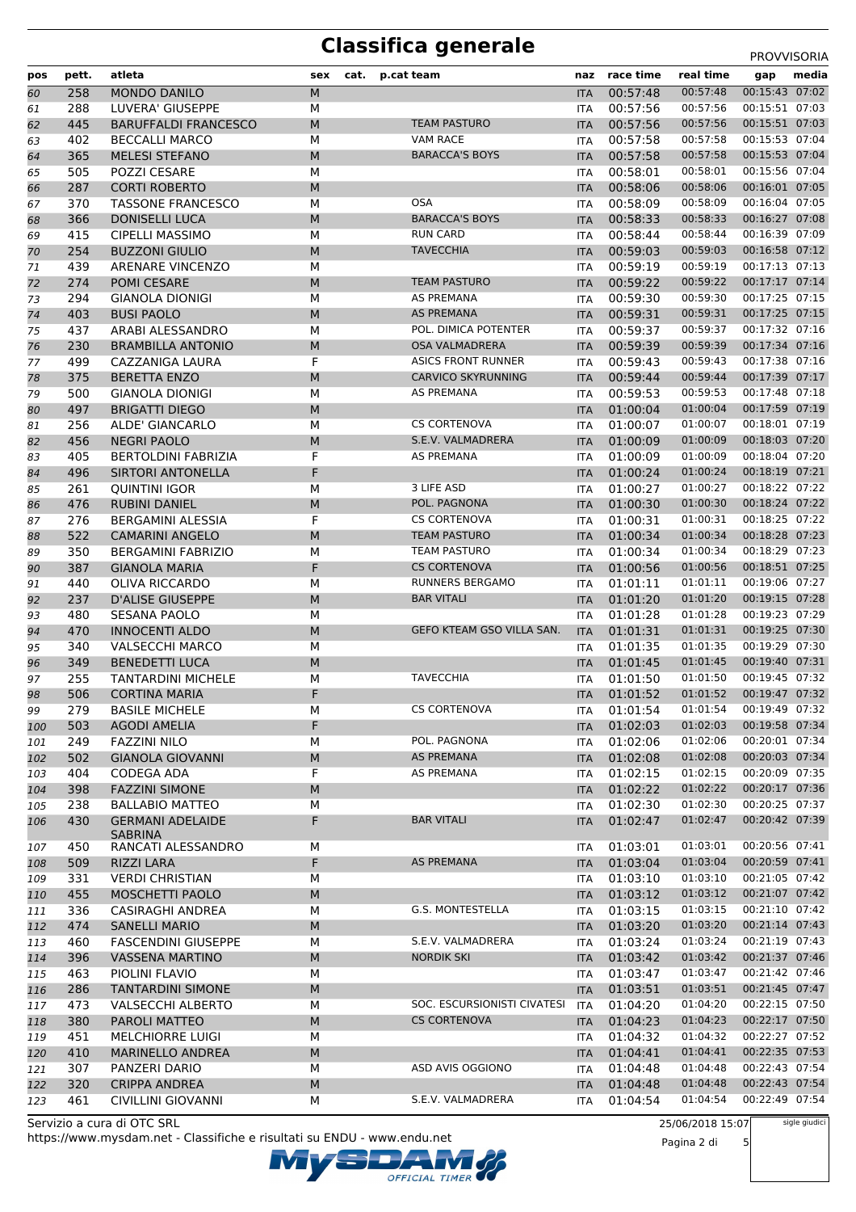# Classifica generale

PROVVISORIA

| pos | pett. | atleta | sex | cat. | p.cat | team | naz | race time | real time | gap | media |
|---|---|---|---|---|---|---|---|---|---|---|---|
| 60 | 258 | MONDO DANILO | M | | | | ITA | 00:57:48 | 00:57:48 | 00:15:43 | 07:02 |
| 61 | 288 | LUVERA' GIUSEPPE | M | | | | ITA | 00:57:56 | 00:57:56 | 00:15:51 | 07:03 |
| 62 | 445 | BARUFFALDI FRANCESCO | M | | | TEAM PASTURO | ITA | 00:57:56 | 00:57:56 | 00:15:51 | 07:03 |
| 63 | 402 | BECCALLI MARCO | M | | | VAM RACE | ITA | 00:57:58 | 00:57:58 | 00:15:53 | 07:04 |
| 64 | 365 | MELESI STEFANO | M | | | BARACCA'S BOYS | ITA | 00:57:58 | 00:57:58 | 00:15:53 | 07:04 |
| 65 | 505 | POZZI CESARE | M | | | | ITA | 00:58:01 | 00:58:01 | 00:15:56 | 07:04 |
| 66 | 287 | CORTI ROBERTO | M | | | | ITA | 00:58:06 | 00:58:06 | 00:16:01 | 07:05 |
| 67 | 370 | TASSONE FRANCESCO | M | | | OSA | ITA | 00:58:09 | 00:58:09 | 00:16:04 | 07:05 |
| 68 | 366 | DONISELLI LUCA | M | | | BARACCA'S BOYS | ITA | 00:58:33 | 00:58:33 | 00:16:27 | 07:08 |
| 69 | 415 | CIPELLI MASSIMO | M | | | RUN CARD | ITA | 00:58:44 | 00:58:44 | 00:16:39 | 07:09 |
| 70 | 254 | BUZZONI GIULIO | M | | | TAVECCHIA | ITA | 00:59:03 | 00:59:03 | 00:16:58 | 07:12 |
| 71 | 439 | ARENARE VINCENZO | M | | | | ITA | 00:59:19 | 00:59:19 | 00:17:13 | 07:13 |
| 72 | 274 | POMI CESARE | M | | | TEAM PASTURO | ITA | 00:59:22 | 00:59:22 | 00:17:17 | 07:14 |
| 73 | 294 | GIANOLA DIONIGI | M | | | AS PREMANA | ITA | 00:59:30 | 00:59:30 | 00:17:25 | 07:15 |
| 74 | 403 | BUSI PAOLO | M | | | AS PREMANA | ITA | 00:59:31 | 00:59:31 | 00:17:25 | 07:15 |
| 75 | 437 | ARABI ALESSANDRO | M | | | POL. DIMICA POTENTER | ITA | 00:59:37 | 00:59:37 | 00:17:32 | 07:16 |
| 76 | 230 | BRAMBILLA ANTONIO | M | | | OSA VALMADRERA | ITA | 00:59:39 | 00:59:39 | 00:17:34 | 07:16 |
| 77 | 499 | CAZZANIGA LAURA | F | | | ASICS FRONT RUNNER | ITA | 00:59:43 | 00:59:43 | 00:17:38 | 07:16 |
| 78 | 375 | BERETTA ENZO | M | | | CARVICO SKYRUNNING | ITA | 00:59:44 | 00:59:44 | 00:17:39 | 07:17 |
| 79 | 500 | GIANOLA DIONIGI | M | | | AS PREMANA | ITA | 00:59:53 | 00:59:53 | 00:17:48 | 07:18 |
| 80 | 497 | BRIGATTI DIEGO | M | | | | ITA | 01:00:04 | 01:00:04 | 00:17:59 | 07:19 |
| 81 | 256 | ALDE' GIANCARLO | M | | | CS CORTENOVA | ITA | 01:00:07 | 01:00:07 | 00:18:01 | 07:19 |
| 82 | 456 | NEGRI PAOLO | M | | | S.E.V. VALMADRERA | ITA | 01:00:09 | 01:00:09 | 00:18:03 | 07:20 |
| 83 | 405 | BERTOLDINI FABRIZIA | F | | | AS PREMANA | ITA | 01:00:09 | 01:00:09 | 00:18:04 | 07:20 |
| 84 | 496 | SIRTORI ANTONELLA | F | | | | ITA | 01:00:24 | 01:00:24 | 00:18:19 | 07:21 |
| 85 | 261 | QUINTINI IGOR | M | | | 3 LIFE ASD | ITA | 01:00:27 | 01:00:27 | 00:18:22 | 07:22 |
| 86 | 476 | RUBINI DANIEL | M | | | POL. PAGNONA | ITA | 01:00:30 | 01:00:30 | 00:18:24 | 07:22 |
| 87 | 276 | BERGAMINI ALESSIA | F | | | CS CORTENOVA | ITA | 01:00:31 | 01:00:31 | 00:18:25 | 07:22 |
| 88 | 522 | CAMARINI ANGELO | M | | | TEAM PASTURO | ITA | 01:00:34 | 01:00:34 | 00:18:28 | 07:23 |
| 89 | 350 | BERGAMINI FABRIZIO | M | | | TEAM PASTURO | ITA | 01:00:34 | 01:00:34 | 00:18:29 | 07:23 |
| 90 | 387 | GIANOLA MARIA | F | | | CS CORTENOVA | ITA | 01:00:56 | 01:00:56 | 00:18:51 | 07:25 |
| 91 | 440 | OLIVA RICCARDO | M | | | RUNNERS BERGAMO | ITA | 01:01:11 | 01:01:11 | 00:19:06 | 07:27 |
| 92 | 237 | D'ALISE GIUSEPPE | M | | | BAR VITALI | ITA | 01:01:20 | 01:01:20 | 00:19:15 | 07:28 |
| 93 | 480 | SESANA PAOLO | M | | | | ITA | 01:01:28 | 01:01:28 | 00:19:23 | 07:29 |
| 94 | 470 | INNOCENTI ALDO | M | | | GEFO KTEAM GSO VILLA SAN. | ITA | 01:01:31 | 01:01:31 | 00:19:25 | 07:30 |
| 95 | 340 | VALSECCHI MARCO | M | | | | ITA | 01:01:35 | 01:01:35 | 00:19:29 | 07:30 |
| 96 | 349 | BENEDETTI LUCA | M | | | | ITA | 01:01:45 | 01:01:45 | 00:19:40 | 07:31 |
| 97 | 255 | TANTARDINI MICHELE | M | | | TAVECCHIA | ITA | 01:01:50 | 01:01:50 | 00:19:45 | 07:32 |
| 98 | 506 | CORTINA MARIA | F | | | | ITA | 01:01:52 | 01:01:52 | 00:19:47 | 07:32 |
| 99 | 279 | BASILE MICHELE | M | | | CS CORTENOVA | ITA | 01:01:54 | 01:01:54 | 00:19:49 | 07:32 |
| 100 | 503 | AGODI AMELIA | F | | | | ITA | 01:02:03 | 01:02:03 | 00:19:58 | 07:34 |
| 101 | 249 | FAZZINI NILO | M | | | POL. PAGNONA | ITA | 01:02:06 | 01:02:06 | 00:20:01 | 07:34 |
| 102 | 502 | GIANOLA GIOVANNI | M | | | AS PREMANA | ITA | 01:02:08 | 01:02:08 | 00:20:03 | 07:34 |
| 103 | 404 | CODEGA ADA | F | | | AS PREMANA | ITA | 01:02:15 | 01:02:15 | 00:20:09 | 07:35 |
| 104 | 398 | FAZZINI SIMONE | M | | | | ITA | 01:02:22 | 01:02:22 | 00:20:17 | 07:36 |
| 105 | 238 | BALLABIO MATTEO | M | | | | ITA | 01:02:30 | 01:02:30 | 00:20:25 | 07:37 |
| 106 | 430 | GERMANI ADELAIDE SABRINA | F | | | BAR VITALI | ITA | 01:02:47 | 01:02:47 | 00:20:42 | 07:39 |
| 107 | 450 | RANCATI ALESSANDRO | M | | | | ITA | 01:03:01 | 01:03:01 | 00:20:56 | 07:41 |
| 108 | 509 | RIZZI LARA | F | | | AS PREMANA | ITA | 01:03:04 | 01:03:04 | 00:20:59 | 07:41 |
| 109 | 331 | VERDI CHRISTIAN | M | | | | ITA | 01:03:10 | 01:03:10 | 00:21:05 | 07:42 |
| 110 | 455 | MOSCHETTI PAOLO | M | | | | ITA | 01:03:12 | 01:03:12 | 00:21:07 | 07:42 |
| 111 | 336 | CASIRAGHI ANDREA | M | | | G.S. MONTESTELLA | ITA | 01:03:15 | 01:03:15 | 00:21:10 | 07:42 |
| 112 | 474 | SANELLI MARIO | M | | | | ITA | 01:03:20 | 01:03:20 | 00:21:14 | 07:43 |
| 113 | 460 | FASCENDINI GIUSEPPE | M | | | S.E.V. VALMADRERA | ITA | 01:03:24 | 01:03:24 | 00:21:19 | 07:43 |
| 114 | 396 | VASSENA MARTINO | M | | | NORDIK SKI | ITA | 01:03:42 | 01:03:42 | 00:21:37 | 07:46 |
| 115 | 463 | PIOLINI FLAVIO | M | | | | ITA | 01:03:47 | 01:03:47 | 00:21:42 | 07:46 |
| 116 | 286 | TANTARDINI SIMONE | M | | | | ITA | 01:03:51 | 01:03:51 | 00:21:45 | 07:47 |
| 117 | 473 | VALSECCHI ALBERTO | M | | | SOC. ESCURSIONISTI CIVATESI | ITA | 01:04:20 | 01:04:20 | 00:22:15 | 07:50 |
| 118 | 380 | PAROLI MATTEO | M | | | CS CORTENOVA | ITA | 01:04:23 | 01:04:23 | 00:22:17 | 07:50 |
| 119 | 451 | MELCHIORRE LUIGI | M | | | | ITA | 01:04:32 | 01:04:32 | 00:22:27 | 07:52 |
| 120 | 410 | MARINELLO ANDREA | M | | | | ITA | 01:04:41 | 01:04:41 | 00:22:35 | 07:53 |
| 121 | 307 | PANZERI DARIO | M | | | ASD AVIS OGGIONO | ITA | 01:04:48 | 01:04:48 | 00:22:43 | 07:54 |
| 122 | 320 | CRIPPA ANDREA | M | | | | ITA | 01:04:48 | 01:04:48 | 00:22:43 | 07:54 |
| 123 | 461 | CIVILLINI GIOVANNI | M | | | S.E.V. VALMADRERA | ITA | 01:04:54 | 01:04:54 | 00:22:49 | 07:54 |

Servizio a cura di OTC SRL

https://www.mysdam.net - Classifiche e risultati su ENDU - www.endu.net

25/06/2018 15:07

sigle giudici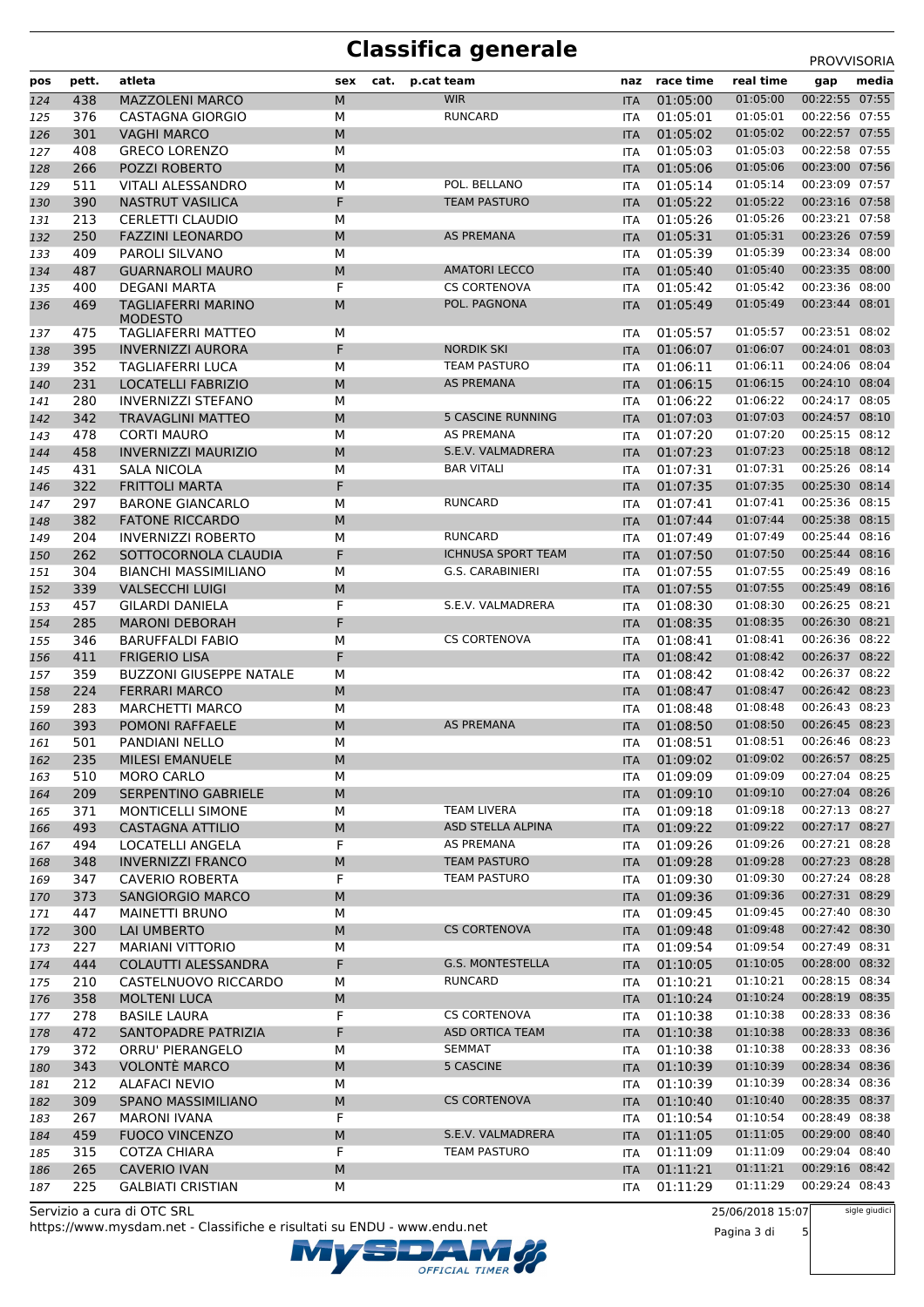# Classifica generale

PROVVISORIA

| pos | pett. | atleta | sex | cat. | p.cat team | naz | race time | real time | gap | media |
|---|---|---|---|---|---|---|---|---|---|---|
| 124 | 438 | MAZZOLENI MARCO | M | | WIR | ITA | 01:05:00 | 01:05:00 | 00:22:55 | 07:55 |
| 125 | 376 | CASTAGNA GIORGIO | M | | RUNCARD | ITA | 01:05:01 | 01:05:01 | 00:22:56 | 07:55 |
| 126 | 301 | VAGHI MARCO | M | | | ITA | 01:05:02 | 01:05:02 | 00:22:57 | 07:55 |
| 127 | 408 | GRECO LORENZO | M | | | ITA | 01:05:03 | 01:05:03 | 00:22:58 | 07:55 |
| 128 | 266 | POZZI ROBERTO | M | | | ITA | 01:05:06 | 01:05:06 | 00:23:00 | 07:56 |
| 129 | 511 | VITALI ALESSANDRO | M | | POL. BELLANO | ITA | 01:05:14 | 01:05:14 | 00:23:09 | 07:57 |
| 130 | 390 | NASTRUT VASILICA | F | | TEAM PASTURO | ITA | 01:05:22 | 01:05:22 | 00:23:16 | 07:58 |
| 131 | 213 | CERLETTI CLAUDIO | M | | | ITA | 01:05:26 | 01:05:26 | 00:23:21 | 07:58 |
| 132 | 250 | FAZZINI LEONARDO | M | | AS PREMANA | ITA | 01:05:31 | 01:05:31 | 00:23:26 | 07:59 |
| 133 | 409 | PAROLI SILVANO | M | | | ITA | 01:05:39 | 01:05:39 | 00:23:34 | 08:00 |
| 134 | 487 | GUARNAROLI MAURO | M | | AMATORI LECCO | ITA | 01:05:40 | 01:05:40 | 00:23:35 | 08:00 |
| 135 | 400 | DEGANI MARTA | F | | CS CORTENOVA | ITA | 01:05:42 | 01:05:42 | 00:23:36 | 08:00 |
| 136 | 469 | TAGLIAFERRI MARINO MODESTO | M | | POL. PAGNONA | ITA | 01:05:49 | 01:05:49 | 00:23:44 | 08:01 |
| 137 | 475 | TAGLIAFERRI MATTEO | M | | | ITA | 01:05:57 | 01:05:57 | 00:23:51 | 08:02 |
| 138 | 395 | INVERNIZZI AURORA | F | | NORDIK SKI | ITA | 01:06:07 | 01:06:07 | 00:24:01 | 08:03 |
| 139 | 352 | TAGLIAFERRI LUCA | M | | TEAM PASTURO | ITA | 01:06:11 | 01:06:11 | 00:24:06 | 08:04 |
| 140 | 231 | LOCATELLI FABRIZIO | M | | AS PREMANA | ITA | 01:06:15 | 01:06:15 | 00:24:10 | 08:04 |
| 141 | 280 | INVERNIZZI STEFANO | M | | | ITA | 01:06:22 | 01:06:22 | 00:24:17 | 08:05 |
| 142 | 342 | TRAVAGLINI MATTEO | M | | 5 CASCINE RUNNING | ITA | 01:07:03 | 01:07:03 | 00:24:57 | 08:10 |
| 143 | 478 | CORTI MAURO | M | | AS PREMANA | ITA | 01:07:20 | 01:07:20 | 00:25:15 | 08:12 |
| 144 | 458 | INVERNIZZI MAURIZIO | M | | S.E.V. VALMADRERA | ITA | 01:07:23 | 01:07:23 | 00:25:18 | 08:12 |
| 145 | 431 | SALA NICOLA | M | | BAR VITALI | ITA | 01:07:31 | 01:07:31 | 00:25:26 | 08:14 |
| 146 | 322 | FRITTOLI MARTA | F | | | ITA | 01:07:35 | 01:07:35 | 00:25:30 | 08:14 |
| 147 | 297 | BARONE GIANCARLO | M | | RUNCARD | ITA | 01:07:41 | 01:07:41 | 00:25:36 | 08:15 |
| 148 | 382 | FATONE RICCARDO | M | | | ITA | 01:07:44 | 01:07:44 | 00:25:38 | 08:15 |
| 149 | 204 | INVERNIZZI ROBERTO | M | | RUNCARD | ITA | 01:07:49 | 01:07:49 | 00:25:44 | 08:16 |
| 150 | 262 | SOTTOCORNOLA CLAUDIA | F | | ICHNUSA SPORT TEAM | ITA | 01:07:50 | 01:07:50 | 00:25:44 | 08:16 |
| 151 | 304 | BIANCHI MASSIMILIANO | M | | G.S. CARABINIERI | ITA | 01:07:55 | 01:07:55 | 00:25:49 | 08:16 |
| 152 | 339 | VALSECCHI LUIGI | M | | | ITA | 01:07:55 | 01:07:55 | 00:25:49 | 08:16 |
| 153 | 457 | GILARDI DANIELA | F | | S.E.V. VALMADRERA | ITA | 01:08:30 | 01:08:30 | 00:26:25 | 08:21 |
| 154 | 285 | MARONI DEBORAH | F | | | ITA | 01:08:35 | 01:08:35 | 00:26:30 | 08:21 |
| 155 | 346 | BARUFFALDI FABIO | M | | CS CORTENOVA | ITA | 01:08:41 | 01:08:41 | 00:26:36 | 08:22 |
| 156 | 411 | FRIGERIO LISA | F | | | ITA | 01:08:42 | 01:08:42 | 00:26:37 | 08:22 |
| 157 | 359 | BUZZONI GIUSEPPE NATALE | M | | | ITA | 01:08:42 | 01:08:42 | 00:26:37 | 08:22 |
| 158 | 224 | FERRARI MARCO | M | | | ITA | 01:08:47 | 01:08:47 | 00:26:42 | 08:23 |
| 159 | 283 | MARCHETTI MARCO | M | | | ITA | 01:08:48 | 01:08:48 | 00:26:43 | 08:23 |
| 160 | 393 | POMONI RAFFAELE | M | | AS PREMANA | ITA | 01:08:50 | 01:08:50 | 00:26:45 | 08:23 |
| 161 | 501 | PANDIANI NELLO | M | | | ITA | 01:08:51 | 01:08:51 | 00:26:46 | 08:23 |
| 162 | 235 | MILESI EMANUELE | M | | | ITA | 01:09:02 | 01:09:02 | 00:26:57 | 08:25 |
| 163 | 510 | MORO CARLO | M | | | ITA | 01:09:09 | 01:09:09 | 00:27:04 | 08:25 |
| 164 | 209 | SERPENTINO GABRIELE | M | | | ITA | 01:09:10 | 01:09:10 | 00:27:04 | 08:26 |
| 165 | 371 | MONTICELLI SIMONE | M | | TEAM LIVERA | ITA | 01:09:18 | 01:09:18 | 00:27:13 | 08:27 |
| 166 | 493 | CASTAGNA ATTILIO | M | | ASD STELLA ALPINA | ITA | 01:09:22 | 01:09:22 | 00:27:17 | 08:27 |
| 167 | 494 | LOCATELLI ANGELA | F | | AS PREMANA | ITA | 01:09:26 | 01:09:26 | 00:27:21 | 08:28 |
| 168 | 348 | INVERNIZZI FRANCO | M | | TEAM PASTURO | ITA | 01:09:28 | 01:09:28 | 00:27:23 | 08:28 |
| 169 | 347 | CAVERIO ROBERTA | F | | TEAM PASTURO | ITA | 01:09:30 | 01:09:30 | 00:27:24 | 08:28 |
| 170 | 373 | SANGIORGIO MARCO | M | | | ITA | 01:09:36 | 01:09:36 | 00:27:31 | 08:29 |
| 171 | 447 | MAINETTI BRUNO | M | | | ITA | 01:09:45 | 01:09:45 | 00:27:40 | 08:30 |
| 172 | 300 | LAI UMBERTO | M | | CS CORTENOVA | ITA | 01:09:48 | 01:09:48 | 00:27:42 | 08:30 |
| 173 | 227 | MARIANI VITTORIO | M | | | ITA | 01:09:54 | 01:09:54 | 00:27:49 | 08:31 |
| 174 | 444 | COLAUTTI ALESSANDRA | F | | G.S. MONTESTELLA | ITA | 01:10:05 | 01:10:05 | 00:28:00 | 08:32 |
| 175 | 210 | CASTELNUOVO RICCARDO | M | | RUNCARD | ITA | 01:10:21 | 01:10:21 | 00:28:15 | 08:34 |
| 176 | 358 | MOLTENI LUCA | M | | | ITA | 01:10:24 | 01:10:24 | 00:28:19 | 08:35 |
| 177 | 278 | BASILE LAURA | F | | CS CORTENOVA | ITA | 01:10:38 | 01:10:38 | 00:28:33 | 08:36 |
| 178 | 472 | SANTOPADRE PATRIZIA | F | | ASD ORTICA TEAM | ITA | 01:10:38 | 01:10:38 | 00:28:33 | 08:36 |
| 179 | 372 | ORRU' PIERANGELO | M | | SEMMAT | ITA | 01:10:38 | 01:10:38 | 00:28:33 | 08:36 |
| 180 | 343 | VOLONTÈ MARCO | M | | 5 CASCINE | ITA | 01:10:39 | 01:10:39 | 00:28:34 | 08:36 |
| 181 | 212 | ALAFACI NEVIO | M | | | ITA | 01:10:39 | 01:10:39 | 00:28:34 | 08:36 |
| 182 | 309 | SPANO MASSIMILIANO | M | | CS CORTENOVA | ITA | 01:10:40 | 01:10:40 | 00:28:35 | 08:37 |
| 183 | 267 | MARONI IVANA | F | | | ITA | 01:10:54 | 01:10:54 | 00:28:49 | 08:38 |
| 184 | 459 | FUOCO VINCENZO | M | | S.E.V. VALMADRERA | ITA | 01:11:05 | 01:11:05 | 00:29:00 | 08:40 |
| 185 | 315 | COTZA CHIARA | F | | TEAM PASTURO | ITA | 01:11:09 | 01:11:09 | 00:29:04 | 08:40 |
| 186 | 265 | CAVERIO IVAN | M | | | ITA | 01:11:21 | 01:11:21 | 00:29:16 | 08:42 |
| 187 | 225 | GALBIATI CRISTIAN | M | | | ITA | 01:11:29 | 01:11:29 | 00:29:24 | 08:43 |

Servizio a cura di OTC SRL

https://www.mysdam.net - Classifiche e risultati su ENDU - www.endu.net

25/06/2018 15:07

sigle giudici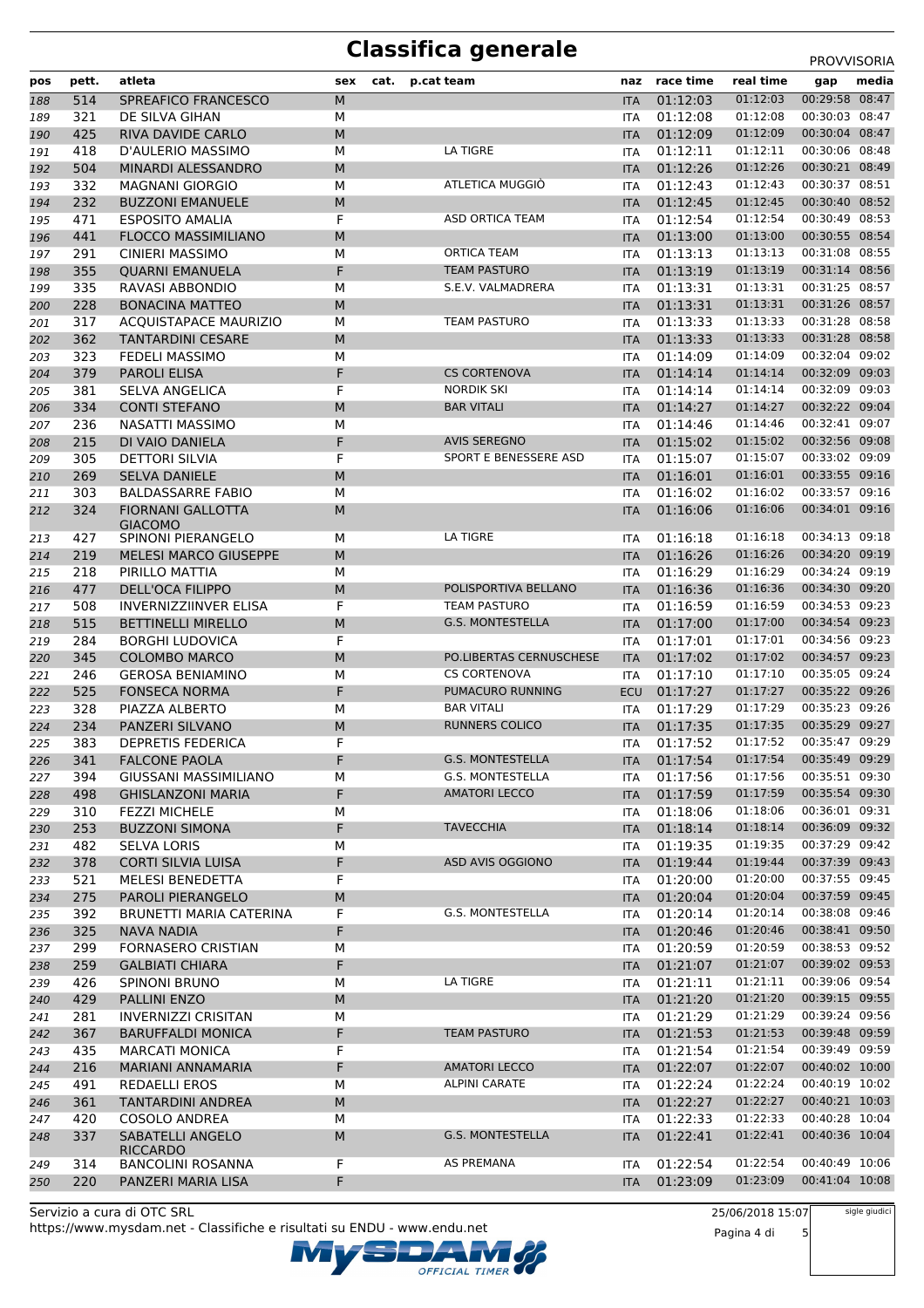# Classifica generale

PROVVISORIA

| pos | pett. | atleta | sex | cat. | p.cat | team | naz | race time | real time | gap | media |
|---|---|---|---|---|---|---|---|---|---|---|---|
| 188 | 514 | SPREAFICO FRANCESCO | M | | | | ITA | 01:12:03 | 01:12:03 | 00:29:58 | 08:47 |
| 189 | 321 | DE SILVA GIHAN | M | | | | ITA | 01:12:08 | 01:12:08 | 00:30:03 | 08:47 |
| 190 | 425 | RIVA DAVIDE CARLO | M | | | | ITA | 01:12:09 | 01:12:09 | 00:30:04 | 08:47 |
| 191 | 418 | D'AULERIO MASSIMO | M | | | LA TIGRE | ITA | 01:12:11 | 01:12:11 | 00:30:06 | 08:48 |
| 192 | 504 | MINARDI ALESSANDRO | M | | | | ITA | 01:12:26 | 01:12:26 | 00:30:21 | 08:49 |
| 193 | 332 | MAGNANI GIORGIO | M | | | ATLETICA MUGGIÒ | ITA | 01:12:43 | 01:12:43 | 00:30:37 | 08:51 |
| 194 | 232 | BUZZONI EMANUELE | M | | | | ITA | 01:12:45 | 01:12:45 | 00:30:40 | 08:52 |
| 195 | 471 | ESPOSITO AMALIA | F | | | ASD ORTICA TEAM | ITA | 01:12:54 | 01:12:54 | 00:30:49 | 08:53 |
| 196 | 441 | FLOCCO MASSIMILIANO | M | | | | ITA | 01:13:00 | 01:13:00 | 00:30:55 | 08:54 |
| 197 | 291 | CINIERI MASSIMO | M | | | ORTICA TEAM | ITA | 01:13:13 | 01:13:13 | 00:31:08 | 08:55 |
| 198 | 355 | QUARNI EMANUELA | F | | | TEAM PASTURO | ITA | 01:13:19 | 01:13:19 | 00:31:14 | 08:56 |
| 199 | 335 | RAVASI ABBONDIO | M | | | S.E.V. VALMADRERA | ITA | 01:13:31 | 01:13:31 | 00:31:25 | 08:57 |
| 200 | 228 | BONACINA MATTEO | M | | | | ITA | 01:13:31 | 01:13:31 | 00:31:26 | 08:57 |
| 201 | 317 | ACQUISTAPACE MAURIZIO | M | | | TEAM PASTURO | ITA | 01:13:33 | 01:13:33 | 00:31:28 | 08:58 |
| 202 | 362 | TANTARDINI CESARE | M | | | | ITA | 01:13:33 | 01:13:33 | 00:31:28 | 08:58 |
| 203 | 323 | FEDELI MASSIMO | M | | | | ITA | 01:14:09 | 01:14:09 | 00:32:04 | 09:02 |
| 204 | 379 | PAROLI ELISA | F | | | CS CORTENOVA | ITA | 01:14:14 | 01:14:14 | 00:32:09 | 09:03 |
| 205 | 381 | SELVA ANGELICA | F | | | NORDIK SKI | ITA | 01:14:14 | 01:14:14 | 00:32:09 | 09:03 |
| 206 | 334 | CONTI STEFANO | M | | | BAR VITALI | ITA | 01:14:27 | 01:14:27 | 00:32:22 | 09:04 |
| 207 | 236 | NASATTI MASSIMO | M | | | | ITA | 01:14:46 | 01:14:46 | 00:32:41 | 09:07 |
| 208 | 215 | DI VAIO DANIELA | F | | | AVIS SEREGNO | ITA | 01:15:02 | 01:15:02 | 00:32:56 | 09:08 |
| 209 | 305 | DETTORI SILVIA | F | | | SPORT E BENESSERE ASD | ITA | 01:15:07 | 01:15:07 | 00:33:02 | 09:09 |
| 210 | 269 | SELVA DANIELE | M | | | | ITA | 01:16:01 | 01:16:01 | 00:33:55 | 09:16 |
| 211 | 303 | BALDASSARRE FABIO | M | | | | ITA | 01:16:02 | 01:16:02 | 00:33:57 | 09:16 |
| 212 | 324 | FIORNANI GALLOTTA GIACOMO | M | | | | ITA | 01:16:06 | 01:16:06 | 00:34:01 | 09:16 |
| 213 | 427 | SPINONI PIERANGELO | M | | | LA TIGRE | ITA | 01:16:18 | 01:16:18 | 00:34:13 | 09:18 |
| 214 | 219 | MELESI MARCO GIUSEPPE | M | | | | ITA | 01:16:26 | 01:16:26 | 00:34:20 | 09:19 |
| 215 | 218 | PIRILLO MATTIA | M | | | | ITA | 01:16:29 | 01:16:29 | 00:34:24 | 09:19 |
| 216 | 477 | DELL'OCA FILIPPO | M | | | POLISPORTIVA BELLANO | ITA | 01:16:36 | 01:16:36 | 00:34:30 | 09:20 |
| 217 | 508 | INVERNIZZIINVER ELISA | F | | | TEAM PASTURO | ITA | 01:16:59 | 01:16:59 | 00:34:53 | 09:23 |
| 218 | 515 | BETTINELLI MIRELLO | M | | | G.S. MONTESTELLA | ITA | 01:17:00 | 01:17:00 | 00:34:54 | 09:23 |
| 219 | 284 | BORGHI LUDOVICA | F | | | | ITA | 01:17:01 | 01:17:01 | 00:34:56 | 09:23 |
| 220 | 345 | COLOMBO MARCO | M | | | PO.LIBERTAS CERNUSCHESE | ITA | 01:17:02 | 01:17:02 | 00:34:57 | 09:23 |
| 221 | 246 | GEROSA BENIAMINO | M | | | CS CORTENOVA | ITA | 01:17:10 | 01:17:10 | 00:35:05 | 09:24 |
| 222 | 525 | FONSECA NORMA | F | | | PUMACURO RUNNING | ECU | 01:17:27 | 01:17:27 | 00:35:22 | 09:26 |
| 223 | 328 | PIAZZA ALBERTO | M | | | BAR VITALI | ITA | 01:17:29 | 01:17:29 | 00:35:23 | 09:26 |
| 224 | 234 | PANZERI SILVANO | M | | | RUNNERS COLICO | ITA | 01:17:35 | 01:17:35 | 00:35:29 | 09:27 |
| 225 | 383 | DEPRETIS FEDERICA | F | | | | ITA | 01:17:52 | 01:17:52 | 00:35:47 | 09:29 |
| 226 | 341 | FALCONE PAOLA | F | | | G.S. MONTESTELLA | ITA | 01:17:54 | 01:17:54 | 00:35:49 | 09:29 |
| 227 | 394 | GIUSSANI MASSIMILIANO | M | | | G.S. MONTESTELLA | ITA | 01:17:56 | 01:17:56 | 00:35:51 | 09:30 |
| 228 | 498 | GHISLANZONI MARIA | F | | | AMATORI LECCO | ITA | 01:17:59 | 01:17:59 | 00:35:54 | 09:30 |
| 229 | 310 | FEZZI MICHELE | M | | | | ITA | 01:18:06 | 01:18:06 | 00:36:01 | 09:31 |
| 230 | 253 | BUZZONI SIMONA | F | | | TAVECCHIA | ITA | 01:18:14 | 01:18:14 | 00:36:09 | 09:32 |
| 231 | 482 | SELVA LORIS | M | | | | ITA | 01:19:35 | 01:19:35 | 00:37:29 | 09:42 |
| 232 | 378 | CORTI SILVIA LUISA | F | | | ASD AVIS OGGIONO | ITA | 01:19:44 | 01:19:44 | 00:37:39 | 09:43 |
| 233 | 521 | MELESI BENEDETTA | F | | | | ITA | 01:20:00 | 01:20:00 | 00:37:55 | 09:45 |
| 234 | 275 | PAROLI PIERANGELO | M | | | | ITA | 01:20:04 | 01:20:04 | 00:37:59 | 09:45 |
| 235 | 392 | BRUNETTI MARIA CATERINA | F | | | G.S. MONTESTELLA | ITA | 01:20:14 | 01:20:14 | 00:38:08 | 09:46 |
| 236 | 325 | NAVA NADIA | F | | | | ITA | 01:20:46 | 01:20:46 | 00:38:41 | 09:50 |
| 237 | 299 | FORNASERO CRISTIAN | M | | | | ITA | 01:20:59 | 01:20:59 | 00:38:53 | 09:52 |
| 238 | 259 | GALBIATI CHIARA | F | | | | ITA | 01:21:07 | 01:21:07 | 00:39:02 | 09:53 |
| 239 | 426 | SPINONI BRUNO | M | | | LA TIGRE | ITA | 01:21:11 | 01:21:11 | 00:39:06 | 09:54 |
| 240 | 429 | PALLINI ENZO | M | | | | ITA | 01:21:20 | 01:21:20 | 00:39:15 | 09:55 |
| 241 | 281 | INVERNIZZI CRISITAN | M | | | | ITA | 01:21:29 | 01:21:29 | 00:39:24 | 09:56 |
| 242 | 367 | BARUFFALDI MONICA | F | | | TEAM PASTURO | ITA | 01:21:53 | 01:21:53 | 00:39:48 | 09:59 |
| 243 | 435 | MARCATI MONICA | F | | | | ITA | 01:21:54 | 01:21:54 | 00:39:49 | 09:59 |
| 244 | 216 | MARIANI ANNAMARIA | F | | | AMATORI LECCO | ITA | 01:22:07 | 01:22:07 | 00:40:02 | 10:00 |
| 245 | 491 | REDAELLI EROS | M | | | ALPINI CARATE | ITA | 01:22:24 | 01:22:24 | 00:40:19 | 10:02 |
| 246 | 361 | TANTARDINI ANDREA | M | | | | ITA | 01:22:27 | 01:22:27 | 00:40:21 | 10:03 |
| 247 | 420 | COSOLO ANDREA | M | | | | ITA | 01:22:33 | 01:22:33 | 00:40:28 | 10:04 |
| 248 | 337 | SABATELLI ANGELO RICCARDO | M | | | G.S. MONTESTELLA | ITA | 01:22:41 | 01:22:41 | 00:40:36 | 10:04 |
| 249 | 314 | BANCOLINI ROSANNA | F | | | AS PREMANA | ITA | 01:22:54 | 01:22:54 | 00:40:49 | 10:06 |
| 250 | 220 | PANZERI MARIA LISA | F | | | | ITA | 01:23:09 | 01:23:09 | 00:41:04 | 10:08 |

Servizio a cura di OTC SRL
https://www.mysdam.net - Classifiche e risultati su ENDU - www.endu.net

25/06/2018 15:07

sigle giudici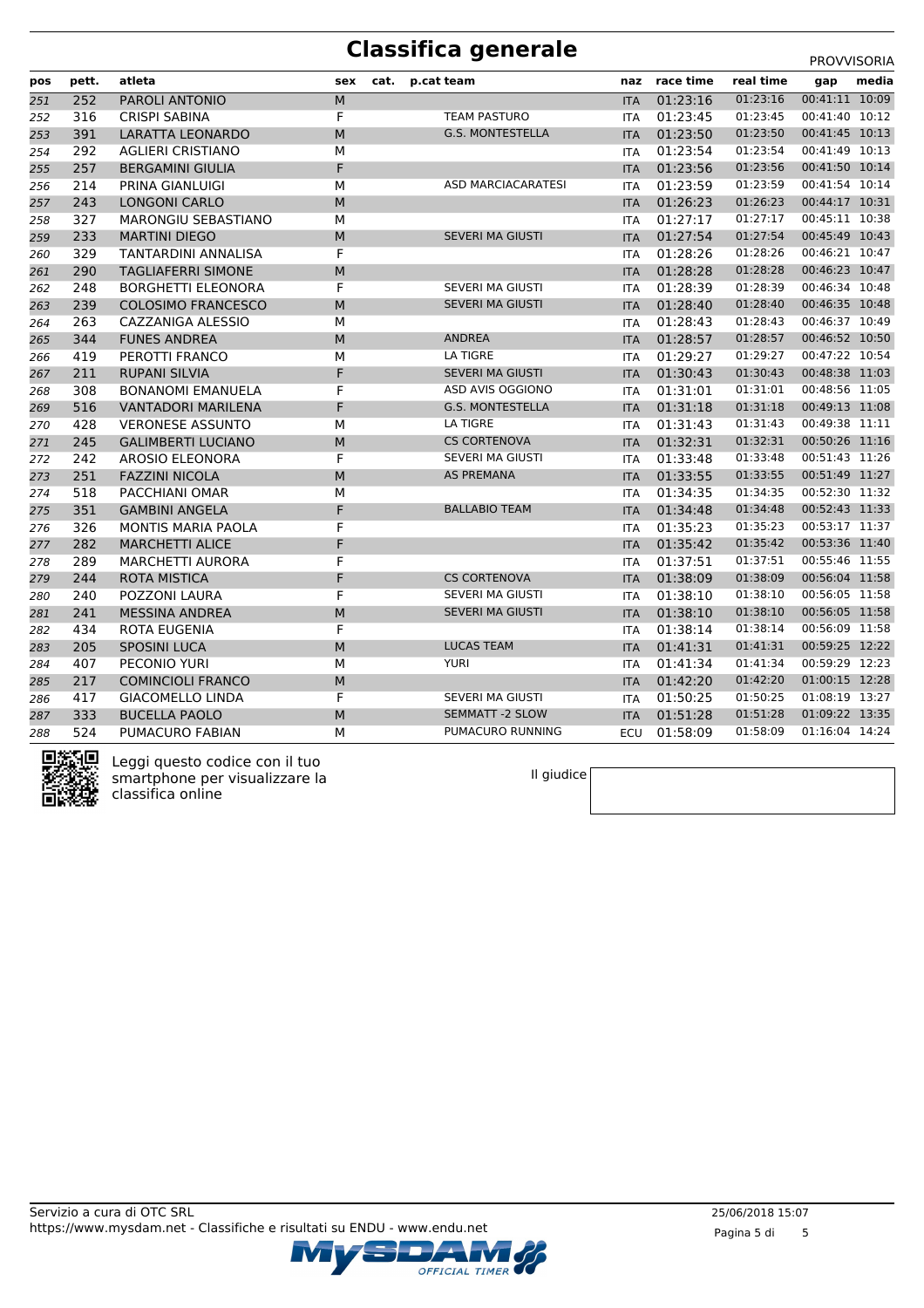# Classifica generale

PROVVISORIA

| pos | pett. | atleta | sex | cat. | p.cat | team | naz | race time | real time | gap | media |
|---|---|---|---|---|---|---|---|---|---|---|---|
| 251 | 252 | PAROLI ANTONIO | M | | | | ITA | 01:23:16 | 01:23:16 | 00:41:11 | 10:09 |
| 252 | 316 | CRISPI SABINA | F | | | TEAM PASTURO | ITA | 01:23:45 | 01:23:45 | 00:41:40 | 10:12 |
| 253 | 391 | LARATTA LEONARDO | M | | | G.S. MONTESTELLA | ITA | 01:23:50 | 01:23:50 | 00:41:45 | 10:13 |
| 254 | 292 | AGLIERI CRISTIANO | M | | | | ITA | 01:23:54 | 01:23:54 | 00:41:49 | 10:13 |
| 255 | 257 | BERGAMINI GIULIA | F | | | | ITA | 01:23:56 | 01:23:56 | 00:41:50 | 10:14 |
| 256 | 214 | PRINA GIANLUIGI | M | | | ASD MARCIACARATESI | ITA | 01:23:59 | 01:23:59 | 00:41:54 | 10:14 |
| 257 | 243 | LONGONI CARLO | M | | | | ITA | 01:26:23 | 01:26:23 | 00:44:17 | 10:31 |
| 258 | 327 | MARONGIU SEBASTIANO | M | | | | ITA | 01:27:17 | 01:27:17 | 00:45:11 | 10:38 |
| 259 | 233 | MARTINI DIEGO | M | | | SEVERI MA GIUSTI | ITA | 01:27:54 | 01:27:54 | 00:45:49 | 10:43 |
| 260 | 329 | TANTARDINI ANNALISA | F | | | | ITA | 01:28:26 | 01:28:26 | 00:46:21 | 10:47 |
| 261 | 290 | TAGLIAFERRI SIMONE | M | | | | ITA | 01:28:28 | 01:28:28 | 00:46:23 | 10:47 |
| 262 | 248 | BORGHETTI ELEONORA | F | | | SEVERI MA GIUSTI | ITA | 01:28:39 | 01:28:39 | 00:46:34 | 10:48 |
| 263 | 239 | COLOSIMO FRANCESCO | M | | | SEVERI MA GIUSTI | ITA | 01:28:40 | 01:28:40 | 00:46:35 | 10:48 |
| 264 | 263 | CAZZANIGA ALESSIO | M | | | | ITA | 01:28:43 | 01:28:43 | 00:46:37 | 10:49 |
| 265 | 344 | FUNES ANDREA | M | | | ANDREA | ITA | 01:28:57 | 01:28:57 | 00:46:52 | 10:50 |
| 266 | 419 | PEROTTI FRANCO | M | | | LA TIGRE | ITA | 01:29:27 | 01:29:27 | 00:47:22 | 10:54 |
| 267 | 211 | RUPANI SILVIA | F | | | SEVERI MA GIUSTI | ITA | 01:30:43 | 01:30:43 | 00:48:38 | 11:03 |
| 268 | 308 | BONANOMI EMANUELA | F | | | ASD AVIS OGGIONO | ITA | 01:31:01 | 01:31:01 | 00:48:56 | 11:05 |
| 269 | 516 | VANTADORI MARILENA | F | | | G.S. MONTESTELLA | ITA | 01:31:18 | 01:31:18 | 00:49:13 | 11:08 |
| 270 | 428 | VERONESE ASSUNTO | M | | | LA TIGRE | ITA | 01:31:43 | 01:31:43 | 00:49:38 | 11:11 |
| 271 | 245 | GALIMBERTI LUCIANO | M | | | CS CORTENOVA | ITA | 01:32:31 | 01:32:31 | 00:50:26 | 11:16 |
| 272 | 242 | AROSIO ELEONORA | F | | | SEVERI MA GIUSTI | ITA | 01:33:48 | 01:33:48 | 00:51:43 | 11:26 |
| 273 | 251 | FAZZINI NICOLA | M | | | AS PREMANA | ITA | 01:33:55 | 01:33:55 | 00:51:49 | 11:27 |
| 274 | 518 | PACCHIANI OMAR | M | | | | ITA | 01:34:35 | 01:34:35 | 00:52:30 | 11:32 |
| 275 | 351 | GAMBINI ANGELA | F | | | BALLABIO TEAM | ITA | 01:34:48 | 01:34:48 | 00:52:43 | 11:33 |
| 276 | 326 | MONTIS MARIA PAOLA | F | | | | ITA | 01:35:23 | 01:35:23 | 00:53:17 | 11:37 |
| 277 | 282 | MARCHETTI ALICE | F | | | | ITA | 01:35:42 | 01:35:42 | 00:53:36 | 11:40 |
| 278 | 289 | MARCHETTI AURORA | F | | | | ITA | 01:37:51 | 01:37:51 | 00:55:46 | 11:55 |
| 279 | 244 | ROTA MISTICA | F | | | CS CORTENOVA | ITA | 01:38:09 | 01:38:09 | 00:56:04 | 11:58 |
| 280 | 240 | POZZONI LAURA | F | | | SEVERI MA GIUSTI | ITA | 01:38:10 | 01:38:10 | 00:56:05 | 11:58 |
| 281 | 241 | MESSINA ANDREA | M | | | SEVERI MA GIUSTI | ITA | 01:38:10 | 01:38:10 | 00:56:05 | 11:58 |
| 282 | 434 | ROTA EUGENIA | F | | | | ITA | 01:38:14 | 01:38:14 | 00:56:09 | 11:58 |
| 283 | 205 | SPOSINI LUCA | M | | | LUCAS TEAM | ITA | 01:41:31 | 01:41:31 | 00:59:25 | 12:22 |
| 284 | 407 | PECONIO YURI | M | | | YURI | ITA | 01:41:34 | 01:41:34 | 00:59:29 | 12:23 |
| 285 | 217 | COMINCIOLI FRANCO | M | | | | ITA | 01:42:20 | 01:42:20 | 01:00:15 | 12:28 |
| 286 | 417 | GIACOMELLO LINDA | F | | | SEVERI MA GIUSTI | ITA | 01:50:25 | 01:50:25 | 01:08:19 | 13:27 |
| 287 | 333 | BUCELLA PAOLO | M | | | SEMMATT -2 SLOW | ITA | 01:51:28 | 01:51:28 | 01:09:22 | 13:35 |
| 288 | 524 | PUMACURO FABIAN | M | | | PUMACURO RUNNING | ECU | 01:58:09 | 01:58:09 | 01:16:04 | 14:24 |

Leggi questo codice con il tuo smartphone per visualizzare la classifica online

Il giudice

Servizio a cura di OTC SRL
https://www.mysdam.net - Classifiche e risultati su ENDU - www.endu.net

25/06/2018 15:07